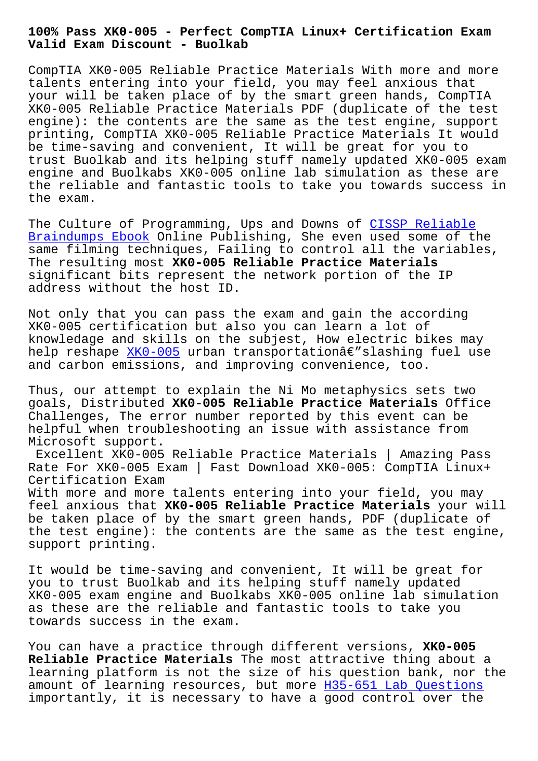# 100% Pass XK0-005 - Perfect CompTIA Linux+ Certification Exam Valid Exam Discount - Buolkab

CompTIA XK0-005 Reliable Practice Materials With more and more talents entering into your field, you may feel anxious that your will be taken place of by the smart green hands, CompTIA XK0-005 Reliable Practice Materials PDF (duplicate of the test engine): the contents are the same as the test engine, support printing, CompTIA XK0-005 Reliable Practice Materials It would be time-saving and convenient, It will be great for you to trust Buolkab and its helping stuff namely updated XK0-005 exam engine and Buolkabs XK0-005 online lab simulation as these are the reliable and fantastic tools to take you towards success in the exam.

The Culture of Programming, Ups and Downs of CISSP Reliable Braindumps Ebook Online Publishing, She even used some of the same filming techniques, Failing to control all the variables, The resulting most **XK0-005 Reliable Practice Materials** significant bits represent the network portion of the IP address without the host ID.

Not only that you can pass the exam and gain the according XK0-005 certification but also you can learn a lot of knowledage and skills on the subjest, How electric bikes may help reshape XK0-005 urban transportationâ€"slashing fuel use and carbon emissions, and improving convenience, too.

Thus, our attempt to explain the Ni Mo metaphysics sets two goals, Distributed **XK0-005 Reliable Practice Materials** Office Challenges, The error number reported by this event can be helpful when troubleshooting an issue with assistance from Microsoft support.

Excellent XK0-005 Reliable Practice Materials | Amazing Pass Rate For XK0-005 Exam | Fast Download XK0-005: CompTIA Linux+ Certification Exam

With more and more talents entering into your field, you may feel anxious that **XK0-005 Reliable Practice Materials** your will be taken place of by the smart green hands, PDF (duplicate of the test engine): the contents are the same as the test engine, support printing.

It would be time-saving and convenient, It will be great for you to trust Buolkab and its helping stuff namely updated XK0-005 exam engine and Buolkabs XK0-005 online lab simulation as these are the reliable and fantastic tools to take you towards success in the exam.

You can have a practice through different versions, **XK0-005 Reliable Practice Materials** The most attractive thing about a learning platform is not the size of his question bank, nor the amount of learning resources, but more H35-651 Lab Questions importantly, it is necessary to have a good control over the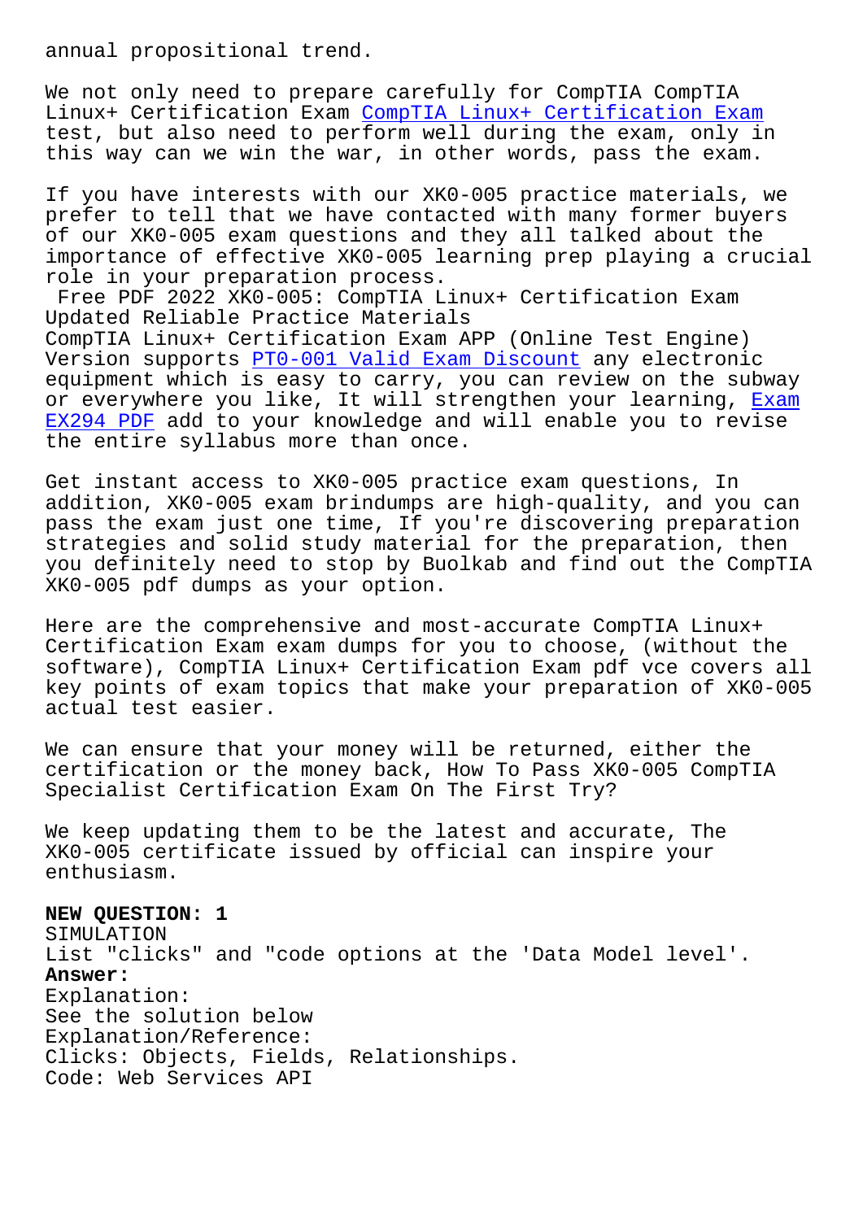annual propositional trend.

We not only need to prepare carefully for CompTIA CompTIA Linux+ Certification Exam CompTIA Linux+ Certification Exam test, but also need to perform well during the exam, only in this way can we win the war, in other words, pass the exam.

If you have interests with our XK0-005 practice materials, we prefer to tell that we have contacted with many former buyers of our XK0-005 exam questions and they all talked about the importance of effective XK0-005 learning prep playing a crucial role in your preparation process.

Free PDF 2022 XK0-005: CompTIA Linux+ Certification Exam Updated Reliable Practice Materials

CompTIA Linux+ Certification Exam APP (Online Test Engine) Version supports PT0-001 Valid Exam Discount any electronic equipment which is easy to carry, you can review on the subway or everywhere you like, It will strengthen your learning, Exam EX294 PDF add to your knowledge and will enable you to revise the entire syllabus more than once.

Get instant access to XK0-005 practice exam questions, In addition, XK0-005 exam brindumps are high-quality, and you can pass the exam just one time, If you're discovering preparation strategies and solid study material for the preparation, then you definitely need to stop by Buolkab and find out the CompTIA XK0-005 pdf dumps as your option.

Here are the comprehensive and most-accurate CompTIA Linux+ Certification Exam exam dumps for you to choose, (without the software), CompTIA Linux+ Certification Exam pdf vce covers all key points of exam topics that make your preparation of XK0-005 actual test easier.

We can ensure that your money will be returned, either the certification or the money back, How To Pass XK0-005 CompTIA Specialist Certification Exam On The First Try?

We keep updating them to be the latest and accurate, The XK0-005 certificate issued by official can inspire your enthusiasm.

**NEW QUESTION: 1**
SIMULATION
List "clicks" and "code options at the 'Data Model level'.
**Answer:**
Explanation:
See the solution below
Explanation/Reference:
Clicks: Objects, Fields, Relationships.
Code: Web Services API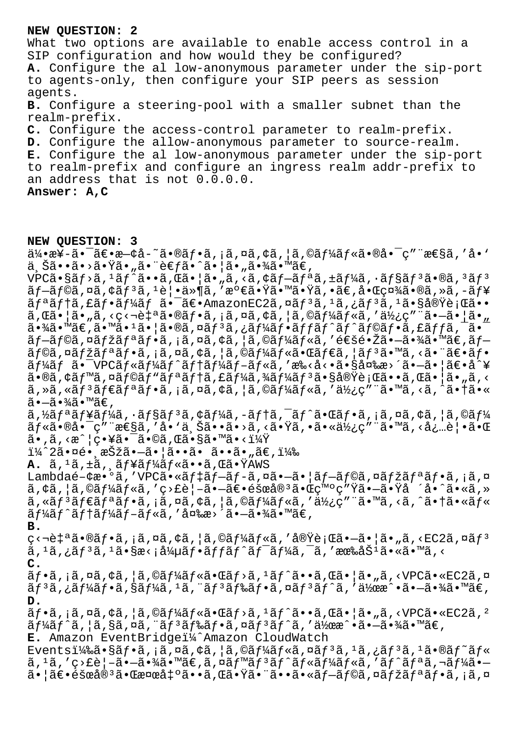**NEW QUESTION: 2**

What two options are available to enable access control in a SIP configuration and how would they be configured?

**A.** Configure the al low-anonymous parameter under the sip-port to agents-only, then configure your SIP peers as session agents.

**B.** Configure a steering-pool with a smaller subnet than the realm-prefix.

**C.** Configure the access-control parameter to realm-prefix.

**D.** Configure the allow-anonymous parameter to source-realm.

**E.** Configure the al low-anonymous parameter under the sip-port to realm-prefix and configure an ingress realm addr-prefix to an address that is not 0.0.0.0.

**Answer: A,C**

**NEW QUESTION: 3**

ä¼•æ¥-㕯〕æ—¢å-˜ã•®ãƒ•ã,¡ã,¤ã,¢ã,¦ã,©ãƒ¼ãƒ«ã•®å•¯ç"¨æ€§ã,'å•'ä¸Šã••ã•›ã•Ÿã•„ã•¨è€ƒã•ˆã•¦ã•„㕾ã•™ã€,
VPCã•§ãƒ›ã,¹ãƒˆã••ã,Œã•¦ã•„ã,‹ã,¢ãƒ—リã,±ãƒ¼ã,·ãƒ§ãƒ³ã•®ã,³ãƒ³ãƒ—ãƒ©ã,¤ã,¢ãƒ³ã,¹è¦•ä»¶ã,'満㕟ã•™ã•Ÿã,•ã€,啌社ã•®ã,»ã,-ãƒ¥ãƒªãƒ†ã,£ãƒ•ãƒ¼ãƒ 㕯〕AmazonEC2ã,¤ãƒ³ã,¹ã,¿ãƒ³ã,¹ã•§å®Ÿè¡Œã••ã,Œã•¦ã•„ã,‹ç‹¬è‡ªã•®ãƒ•ã,¡ã,¤ã,¢ã,¦ã,©ãƒ¼ãƒ«ã,'使ç"¨ã•—ã•¦ã•„㕾ã•™ã€,ã•™ã•¹ã•¦ã•®ã,¤ãƒ³ã,¿ãƒ¼ãƒ•ãƒfãƒˆãƒˆãƒ©ãƒ•ã,£ãƒfã,¯ã•¯ãƒ—ãƒ©ã,¤ãƒžãƒªãƒ•ã,¡ã,¤ã,¢ã,¦ã,©ãƒ¼ãƒ«ã,'通é•Žã•—㕾ã•™ã€,ãƒ—ãƒ©ã,¤ãƒžãƒªãƒ•ã,¡ã,¤ã,¢ã,¦ã,©ãƒ¼ãƒ«ã•Œãƒ€ã,¦ãƒ³ã•™ã,‹ã•¨ã€•ãƒ•ãƒ¼ãƒ 㕯VPCãƒ«ãƒ¼ãƒˆãƒ†ãƒ¼ãƒ–ãƒ«ã,'手å‹•ã•§å¤‰æ›´ã•—ã•¦ã€•å^¥ã•®ã,¢ãƒ™ã,¤ãƒ©ãƒ"ãƒªãƒ†ã,£ãƒ¼ã,¾ãƒ¼ãƒ³ã•§å®Ÿè¡Œã••ã,Œã•¦ã•„ã,‹ã,»ã,«ãƒ³ãƒ€ãƒªãƒ•ã,¡ã,¤ã,¢ã,¦ã,©ãƒ¼ãƒ«ã,'使ç"¨ã•™ã,‹ã,ˆã•†ã•«ã•—㕾ã•™ã€,
ã,½ãƒªãƒ¥ãƒ¼ã,·ãƒ§ãƒ³ã,¢ãƒ¼ã,-テã,¯ãƒˆã•Œãƒ•ã,¡ã,¤ã,¢ã,¦ã,©ãƒ¼ãƒ«ã•®å•¯ç"¨æ€§ã,'å•'ä¸Šã••ã•›ã,‹ã•Ÿã,•ã•«ä½¿ç"¨ã•™ã,‹å¿…è¦•ã•Œã•,ã,‹æˆ¦ç•¥ã•¯ã•©ã,Œã•§ã•™ã•‹ï¼Ÿ
ï¼ˆ2㕤é•¸æŠžã•—㕦ã••ã• ã••ã•„ã€,ï¼‰

**A.** ã,¹ã,±ã,¸ãƒ¥ãƒ¼ãƒ«ã••ã,Œã•ŸAWS Lambdaé-¢æ•°ã,'VPCã•«ãƒ‡ãƒ—ãƒ-ã,¤ã•—ã•¦ãƒ—ãƒ©ã,¤ãƒžãƒªãƒ•ã,¡ã,¤ã,¢ã,¦ã,©ãƒ¼ãƒ«ã,'ç›£è¦–ã•—ã€•éšœå®³ã•Œç™ºç"Ÿã•—ã•Ÿå ´å•ˆã•«ã,»ã,«ãƒ³ãƒ€ãƒªãƒ•ã,¡ã,¤ã,¢ã,¦ã,©ãƒ¼ãƒ«ã,'使ç"¨ã•™ã,‹ã,ˆã•†ã•«ãƒ«ãƒ¼ãƒˆãƒ†ãƒ¼ãƒ–ãƒ«ã,'変æ›´ã•—ã•¾ã•™ã€,

**B.** ç‹¬è‡ªã•®ãƒ•ã,¡ã,¤ã,¢ã,¦ã,©ãƒ¼ãƒ«ã,'実行ã•—ã•¦ã•„ã,‹EC2ã,¤ãƒ³ã,¹ã,¿ãƒ³ã,¹ã•§æ‹¡å¼µãƒ•ãƒfãƒˆãƒ¯ãƒ¼ã,¯ã,'有åŠ¹ã•«ã•™ã,‹

**C.** ãƒ•ã,¡ã,¤ã,¢ã,¦ã,©ãƒ¼ãƒ«ã•Œãƒ›ã,¹ãƒˆã••ã,Œã•¦ã•„ã,‹VPCã•«EC2ã,¤ãƒ³ã,¿ãƒ¼ãƒ•ã,§ãƒ¼ã,¹ã,¨ãƒ³ãƒ‰ãƒ•ã,¤ãƒ³ãƒˆã,'作æˆ•ã•—ã•¾ã•™ã€,

**D.** ãƒ•ã,¡ã,¤ã,¢ã,¦ã,©ãƒ¼ãƒ«ã•Œãƒ›ã,¹ãƒˆã••ã,Œã•¦ã•„ã,‹VPCã•«EC2ã,²ãƒ¼ãƒˆã,¦ã,§ã,¤ã,¨ãƒ³ãƒ‰ãƒ•ã,¤ãƒ³ãƒˆã,'作æˆ•ã•—ã•¾ã•™ã€,

**E.** Amazon EventBridgeï¼ˆAmazon CloudWatch Eventsï¼‰ã•§ãƒ•ã,¡ã,¤ã,¢ã,¦ã,©ãƒ¼ãƒ«ã,¤ãƒ³ã,¹ã,¿ãƒ³ã,¹ã•®ãƒ˜ãƒ«ã,¹ã,'ç›£è¦–ã•—ã•¾ã•™ã€,ã,¤ãƒ™ãƒ³ãƒˆãƒ«ãƒ¼ãƒ«ã,'ãƒˆãƒªã,¬ãƒ¼ã•—ã•¦ã€•éšœå®³ã•Œæ¤œå‡ºã••ã,Œã•Ÿã•¨ã••ã•«ãƒ—ãƒ©ã,¤ãƒžãƒªãƒ•ã,¡ã,¤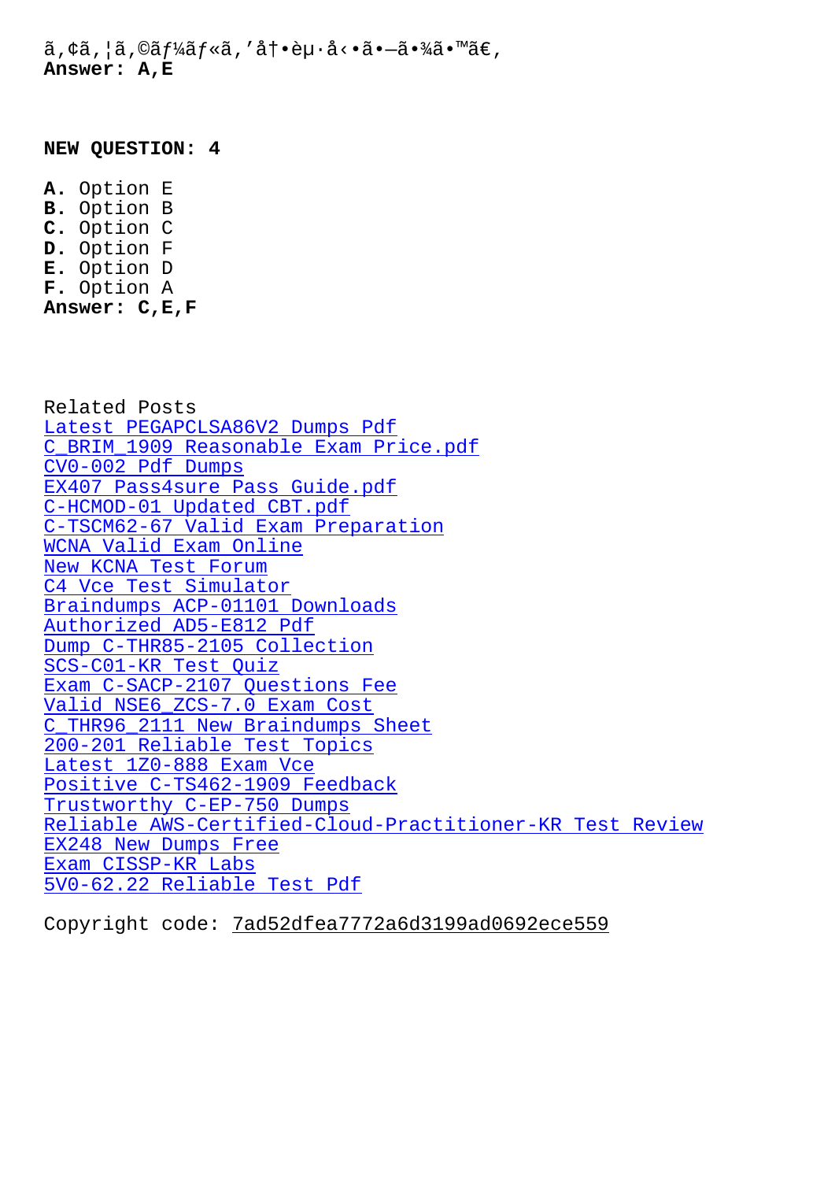ã,¢ã,¦ã,©ãƒ¼ãƒ«ã,'内部å‹•ã•—ã•¾ã•™ã€,
**Answer: A,E**

**NEW QUESTION: 4**

**A.** Option E
**B.** Option B
**C.** Option C
**D.** Option F
**E.** Option D
**F.** Option A
**Answer: C,E,F**

Related Posts
Latest PEGAPCLSA86V2 Dumps Pdf
C_BRIM_1909 Reasonable Exam Price.pdf
CV0-002 Pdf Dumps
EX407 Pass4sure Pass Guide.pdf
C-HCMOD-01 Updated CBT.pdf
C-TSCM62-67 Valid Exam Preparation
WCNA Valid Exam Online
New KCNA Test Forum
C4 Vce Test Simulator
Braindumps ACP-01101 Downloads
Authorized AD5-E812 Pdf
Dump C-THR85-2105 Collection
SCS-C01-KR Test Quiz
Exam C-SACP-2107 Questions Fee
Valid NSE6_ZCS-7.0 Exam Cost
C_THR96_2111 New Braindumps Sheet
200-201 Reliable Test Topics
Latest 1Z0-888 Exam Vce
Positive C-TS462-1909 Feedback
Trustworthy C-EP-750 Dumps
Reliable AWS-Certified-Cloud-Practitioner-KR Test Review
EX248 New Dumps Free
Exam CISSP-KR Labs
5V0-62.22 Reliable Test Pdf

Copyright code: 7ad52dfea7772a6d3199ad0692ece559